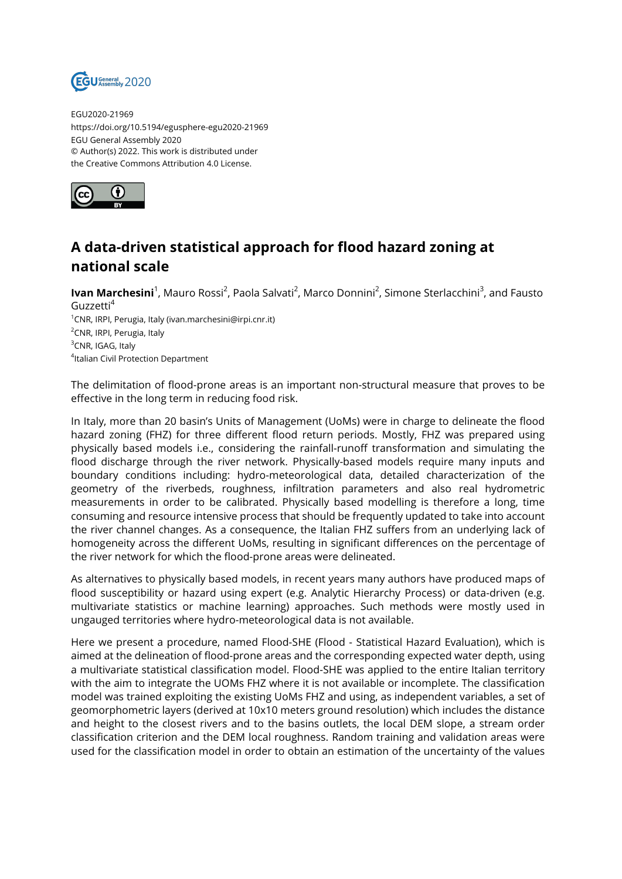EGU2020-21969
https://doi.org/10.5194/egusphere-egu2020-21969
EGU General Assembly 2020
© Author(s) 2022. This work is distributed under
the Creative Commons Attribution 4.0 License.

# A data-driven statistical approach for flood hazard zoning at national scale

**Ivan Marchesini**[1], Mauro Rossi[2], Paola Salvati[2], Marco Donnini[2], Simone Sterlacchini[3], and Fausto Guzzetti[4]

[1]CNR, IRPI, Perugia, Italy (ivan.marchesini@irpi.cnr.it)
[2]CNR, IRPI, Perugia, Italy
[3]CNR, IGAG, Italy
[4]Italian Civil Protection Department

The delimitation of flood-prone areas is an important non-structural measure that proves to be effective in the long term in reducing food risk.

In Italy, more than 20 basin's Units of Management (UoMs) were in charge to delineate the flood hazard zoning (FHZ) for three different flood return periods. Mostly, FHZ was prepared using physically based models i.e., considering the rainfall-runoff transformation and simulating the flood discharge through the river network. Physically-based models require many inputs and boundary conditions including: hydro-meteorological data, detailed characterization of the geometry of the riverbeds, roughness, infiltration parameters and also real hydrometric measurements in order to be calibrated. Physically based modelling is therefore a long, time consuming and resource intensive process that should be frequently updated to take into account the river channel changes. As a consequence, the Italian FHZ suffers from an underlying lack of homogeneity across the different UoMs, resulting in significant differences on the percentage of the river network for which the flood-prone areas were delineated.

As alternatives to physically based models, in recent years many authors have produced maps of flood susceptibility or hazard using expert (e.g. Analytic Hierarchy Process) or data-driven (e.g. multivariate statistics or machine learning) approaches. Such methods were mostly used in ungauged territories where hydro-meteorological data is not available.

Here we present a procedure, named Flood-SHE (Flood - Statistical Hazard Evaluation), which is aimed at the delineation of flood-prone areas and the corresponding expected water depth, using a multivariate statistical classification model. Flood-SHE was applied to the entire Italian territory with the aim to integrate the UOMs FHZ where it is not available or incomplete. The classification model was trained exploiting the existing UoMs FHZ and using, as independent variables, a set of geomorphometric layers (derived at 10x10 meters ground resolution) which includes the distance and height to the closest rivers and to the basins outlets, the local DEM slope, a stream order classification criterion and the DEM local roughness. Random training and validation areas were used for the classification model in order to obtain an estimation of the uncertainty of the values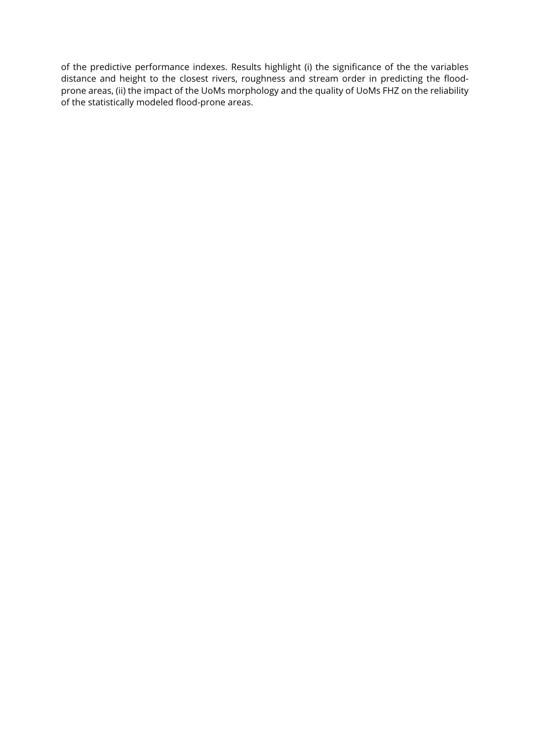of the predictive performance indexes. Results highlight (i) the significance of the the variables distance and height to the closest rivers, roughness and stream order in predicting the flood-prone areas, (ii) the impact of the UoMs morphology and the quality of UoMs FHZ on the reliability of the statistically modeled flood-prone areas.